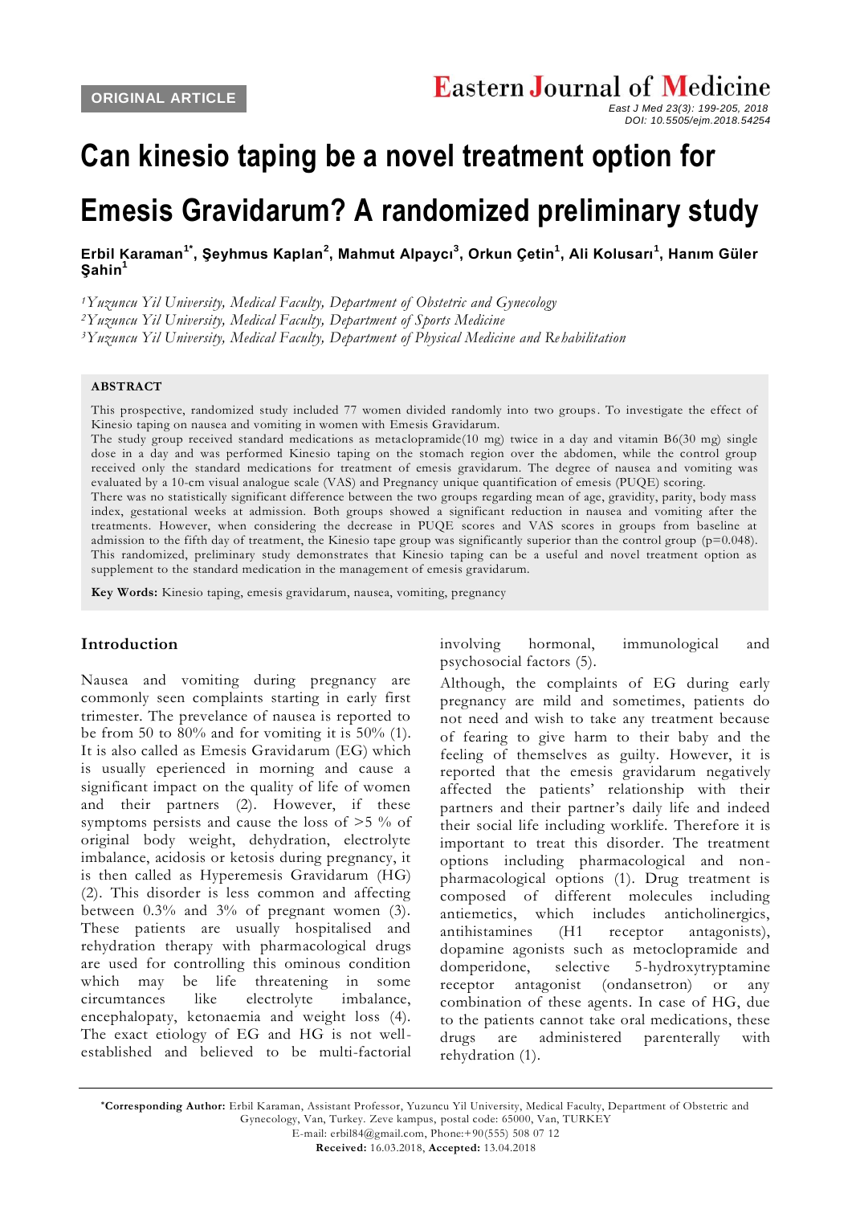ORIGINAL ARTICLE

# Can kinesio taping be a novel treatment option for Emesis Gravidarum? A randomized preliminary study

**Erbil Karaman[1*], Şeyhmus Kaplan[2], Mahmut Alpaycı[3], Orkun Çetin[1], Ali Kolusarı[1], Hanım Güler Şahin[1]**

[1]*Yuzuncu Yil University, Medical Faculty, Department of Obstetric and Gynecology*
[2]*Yuzuncu Yil University, Medical Faculty, Department of Sports Medicine*
[3]*Yuzuncu Yil University, Medical Faculty, Department of Physical Medicine and Rehabilitation*

## ABSTRACT

This prospective, randomized study included 77 women divided randomly into two groups. To investigate the effect of Kinesio taping on nausea and vomiting in women with Emesis Gravidarum.

The study group received standard medications as metaclopramide(10 mg) twice in a day and vitamin B6(30 mg) single dose in a day and was performed Kinesio taping on the stomach region over the abdomen, while the control group received only the standard medications for treatment of emesis gravidarum. The degree of nausea and vomiting was evaluated by a 10-cm visual analogue scale (VAS) and Pregnancy unique quantification of emesis (PUQE) scoring.

There was no statistically significant difference between the two groups regarding mean of age, gravidity, parity, body mass index, gestational weeks at admission. Both groups showed a significant reduction in nausea and vomiting after the treatments. However, when considering the decrease in PUQE scores and VAS scores in groups from baseline at admission to the fifth day of treatment, the Kinesio tape group was significantly superior than the control group ($p=0.048$).

This randomized, preliminary study demonstrates that Kinesio taping can be a useful and novel treatment option as supplement to the standard medication in the management of emesis gravidarum.

**Key Words:** Kinesio taping, emesis gravidarum, nausea, vomiting, pregnancy

## Introduction

Nausea and vomiting during pregnancy are commonly seen complaints starting in early first trimester. The prevelance of nausea is reported to be from 50 to 80% and for vomiting it is 50% (1). It is also called as Emesis Gravidarum (EG) which is usually eperienced in morning and cause a significant impact on the quality of life of women and their partners (2). However, if these symptoms persists and cause the loss of >5 % of original body weight, dehydration, electrolyte imbalance, acidosis or ketosis during pregnancy, it is then called as Hyperemesis Gravidarum (HG) (2). This disorder is less common and affecting between 0.3% and 3% of pregnant women (3). These patients are usually hospitalised and rehydration therapy with pharmacological drugs are used for controlling this ominous condition which may be life threatening in some circumtances like electrolyte imbalance, encephalopaty, ketonaemia and weight loss (4). The exact etiology of EG and HG is not well-established and believed to be multi-factorial involving hormonal, immunological and psychosocial factors (5).

Although, the complaints of EG during early pregnancy are mild and sometimes, patients do not need and wish to take any treatment because of fearing to give harm to their baby and the feeling of themselves as guilty. However, it is reported that the emesis gravidarum negatively affected the patients' relationship with their partners and their partner's daily life and indeed their social life including worklife. Therefore it is important to treat this disorder. The treatment options including pharmacological and non-pharmacological options (1). Drug treatment is composed of different molecules including antiemetics, which includes anticholinergics, antihistamines (H1 receptor antagonists), dopamine agonists such as metoclopramide and domperidone, selective 5-hydroxytryptamine receptor antagonist (ondansetron) or any combination of these agents. In case of HG, due to the patients cannot take oral medications, these drugs are administered parenterally with rehydration (1).

***Corresponding Author:** Erbil Karaman, Assistant Professor, Yuzuncu Yil University, Medical Faculty, Department of Obstetric and Gynecology, Van, Turkey. Zeve kampus, postal code: 65000, Van, TURKEY
E-mail: erbil84@gmail.com, Phone:+90(555) 508 07 12
**Received:** 16.03.2018, **Accepted:** 13.04.2018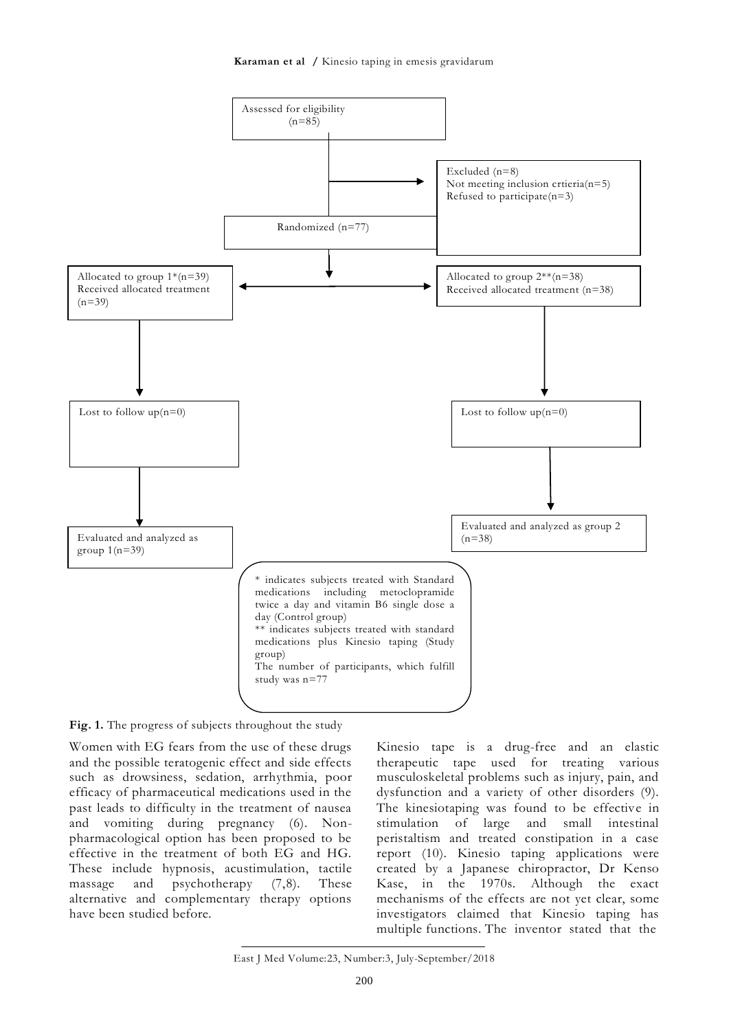Assessed for eligibility (n=85)

Excluded (n=8)
Not meeting inclusion crtieria(n=5)
Refused to participate(n=3)

Randomized (n=77)

Allocated to group 1*(n=39)
Received allocated treatment (n=39)

Allocated to group 2**(n=38)
Received allocated treatment (n=38)

Lost to follow up(n=0)

Lost to follow up(n=0)

Evaluated and analyzed as group 1(n=39)

Evaluated and analyzed as group 2 (n=38)

* indicates subjects treated with Standard medications including metoclopramide twice a day and vitamin B6 single dose a day (Control group)
** indicates subjects treated with standard medications plus Kinesio taping (Study group)
The number of participants, which fulfill study was n=77

**Fig. 1.** The progress of subjects throughout the study

Women with EG fears from the use of these drugs and the possible teratogenic effect and side effects such as drowsiness, sedation, arrhythmia, poor efficacy of pharmaceutical medications used in the past leads to difficulty in the treatment of nausea and vomiting during pregnancy (6). Non-pharmacological option has been proposed to be effective in the treatment of both EG and HG. These include hypnosis, acustimulation, tactile massage and psychotherapy (7,8). These alternative and complementary therapy options have been studied before.

Kinesio tape is a drug-free and an elastic therapeutic tape used for treating various musculoskeletal problems such as injury, pain, and dysfunction and a variety of other disorders (9). The kinesiotaping was found to be effective in stimulation of large and small intestinal peristaltism and treated constipation in a case report (10). Kinesio taping applications were created by a Japanese chiropractor, Dr Kenso Kase, in the 1970s. Although the exact mechanisms of the effects are not yet clear, some investigators claimed that Kinesio taping has multiple functions. The inventor stated that the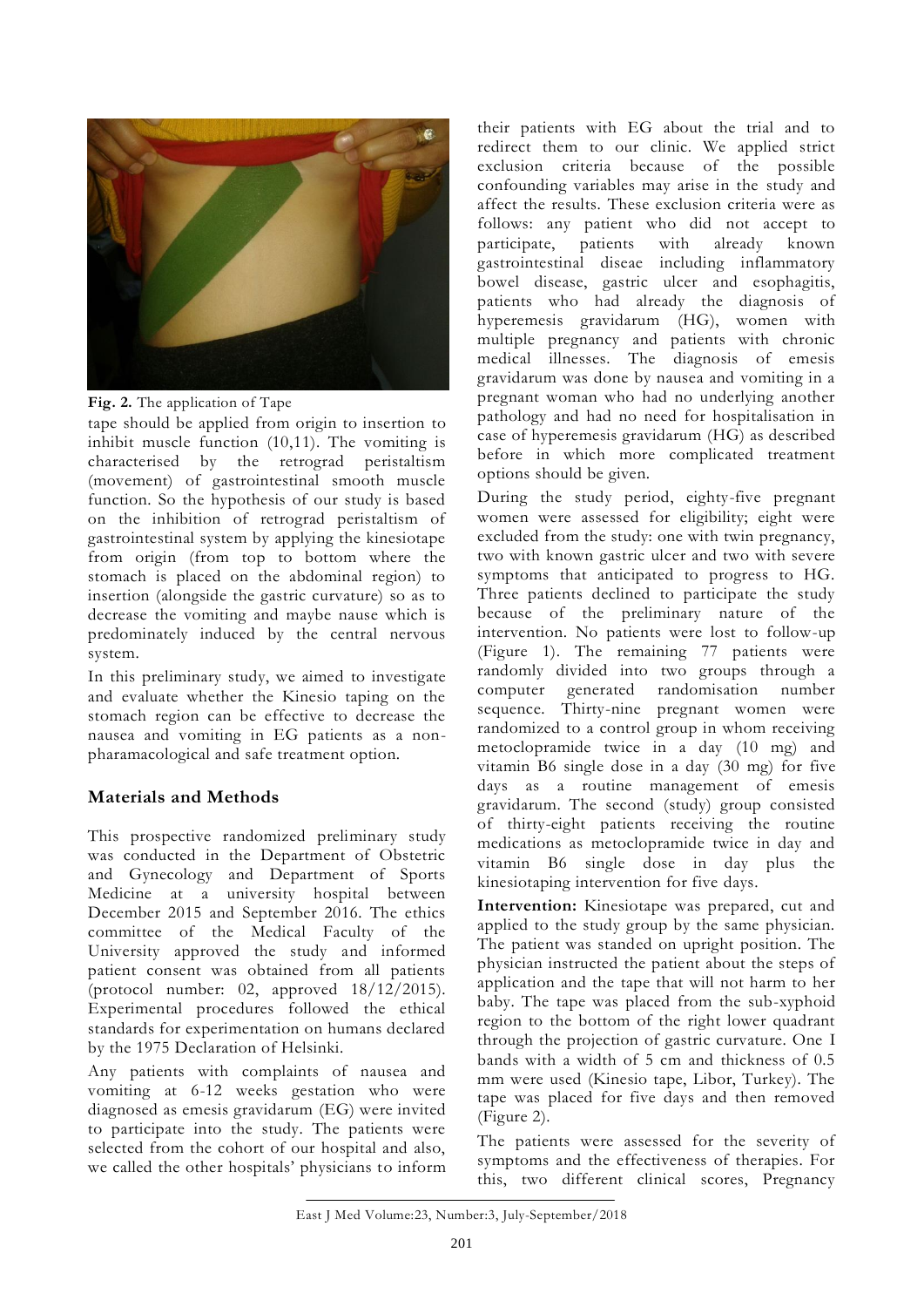**Fig. 2.** The application of Tape

tape should be applied from origin to insertion to inhibit muscle function (10,11). The vomiting is characterised by the retrograd peristaltism (movement) of gastrointestinal smooth muscle function. So the hypothesis of our study is based on the inhibition of retrograd peristaltism of gastrointestinal system by applying the kinesiotape from origin (from top to bottom where the stomach is placed on the abdominal region) to insertion (alongside the gastric curvature) so as to decrease the vomiting and maybe nause which is predominately induced by the central nervous system.

In this preliminary study, we aimed to investigate and evaluate whether the Kinesio taping on the stomach region can be effective to decrease the nausea and vomiting in EG patients as a non-pharamacological and safe treatment option.

## Materials and Methods

This prospective randomized preliminary study was conducted in the Department of Obstetric and Gynecology and Department of Sports Medicine at a university hospital between December 2015 and September 2016. The ethics committee of the Medical Faculty of the University approved the study and informed patient consent was obtained from all patients (protocol number: 02, approved 18/12/2015). Experimental procedures followed the ethical standards for experimentation on humans declared by the 1975 Declaration of Helsinki.

Any patients with complaints of nausea and vomiting at 6-12 weeks gestation who were diagnosed as emesis gravidarum (EG) were invited to participate into the study. The patients were selected from the cohort of our hospital and also, we called the other hospitals' physicians to inform their patients with EG about the trial and to redirect them to our clinic. We applied strict exclusion criteria because of the possible confounding variables may arise in the study and affect the results. These exclusion criteria were as follows: any patient who did not accept to participate, patients with already known gastrointestinal diseae including inflammatory bowel disease, gastric ulcer and esophagitis, patients who had already the diagnosis of hyperemesis gravidarum (HG), women with multiple pregnancy and patients with chronic medical illnesses. The diagnosis of emesis gravidarum was done by nausea and vomiting in a pregnant woman who had no underlying another pathology and had no need for hospitalisation in case of hyperemesis gravidarum (HG) as described before in which more complicated treatment options should be given.

During the study period, eighty-five pregnant women were assessed for eligibility; eight were excluded from the study: one with twin pregnancy, two with known gastric ulcer and two with severe symptoms that anticipated to progress to HG. Three patients declined to participate the study because of the preliminary nature of the intervention. No patients were lost to follow-up (Figure 1). The remaining 77 patients were randomly divided into two groups through a computer generated randomisation number sequence. Thirty-nine pregnant women were randomized to a control group in whom receiving metoclopramide twice in a day (10 mg) and vitamin B6 single dose in a day (30 mg) for five days as a routine management of emesis gravidarum. The second (study) group consisted of thirty-eight patients receiving the routine medications as metoclopramide twice in day and vitamin B6 single dose in day plus the kinesiotaping intervention for five days.

**Intervention:** Kinesiotape was prepared, cut and applied to the study group by the same physician. The patient was standed on upright position. The physician instructed the patient about the steps of application and the tape that will not harm to her baby. The tape was placed from the sub-xyphoid region to the bottom of the right lower quadrant through the projection of gastric curvature. One I bands with a width of 5 cm and thickness of 0.5 mm were used (Kinesio tape, Libor, Turkey). The tape was placed for five days and then removed (Figure 2).

The patients were assessed for the severity of symptoms and the effectiveness of therapies. For this, two different clinical scores, Pregnancy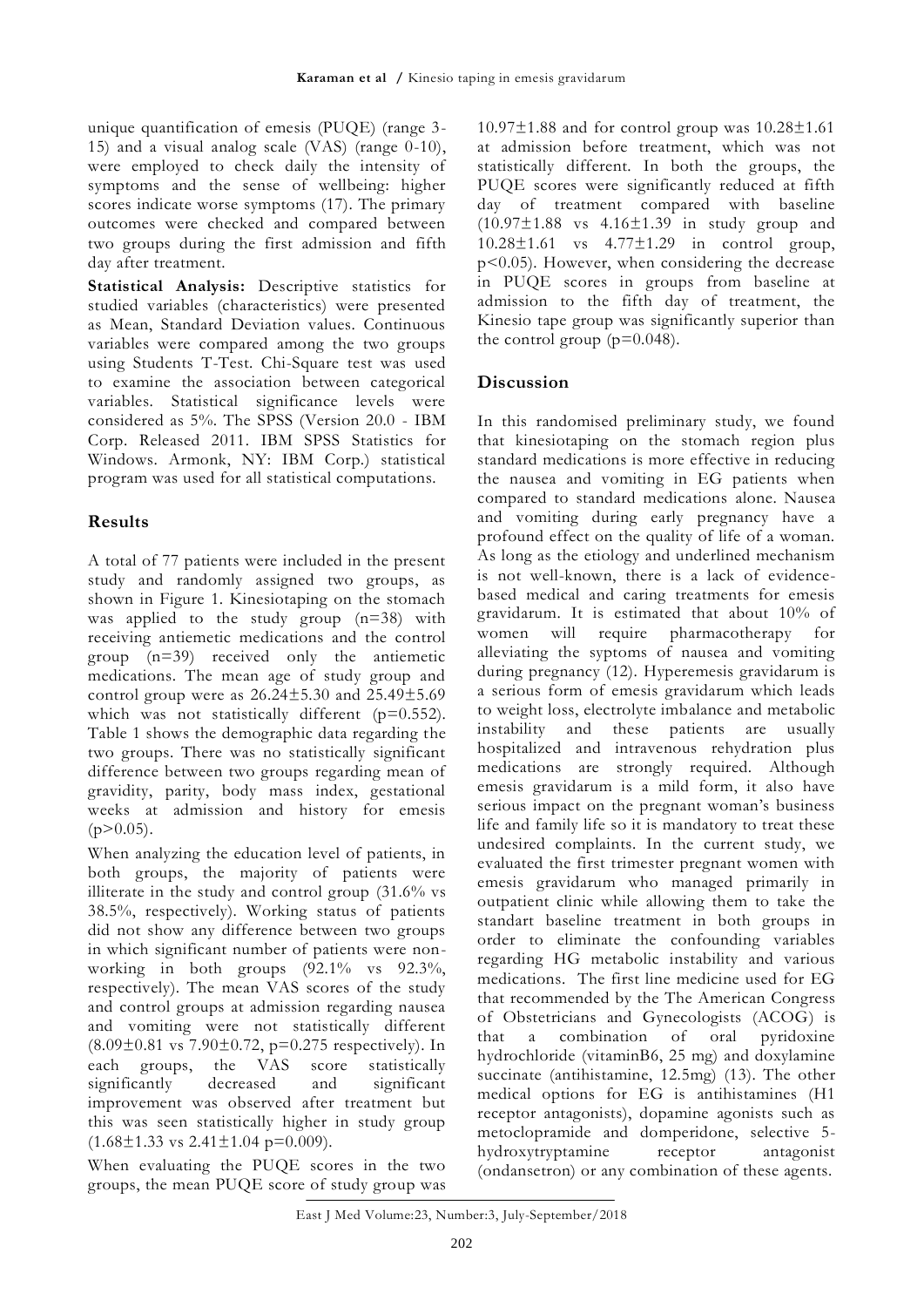unique quantification of emesis (PUQE) (range 3-15) and a visual analog scale (VAS) (range 0-10), were employed to check daily the intensity of symptoms and the sense of wellbeing: higher scores indicate worse symptoms (17). The primary outcomes were checked and compared between two groups during the first admission and fifth day after treatment.

**Statistical Analysis:** Descriptive statistics for studied variables (characteristics) were presented as Mean, Standard Deviation values. Continuous variables were compared among the two groups using Students T-Test. Chi-Square test was used to examine the association between categorical variables. Statistical significance levels were considered as 5%. The SPSS (Version 20.0 - IBM Corp. Released 2011. IBM SPSS Statistics for Windows. Armonk, NY: IBM Corp.) statistical program was used for all statistical computations.

## Results

A total of 77 patients were included in the present study and randomly assigned two groups, as shown in Figure 1. Kinesiotaping on the stomach was applied to the study group (n=38) with receiving antiemetic medications and the control group (n=39) received only the antiemetic medications. The mean age of study group and control group were as 26.24±5.30 and 25.49±5.69 which was not statistically different ($p=0.552$). Table 1 shows the demographic data regarding the two groups. There was no statistically significant difference between two groups regarding mean of gravidity, parity, body mass index, gestational weeks at admission and history for emesis ($p>0.05$).

When analyzing the education level of patients, in both groups, the majority of patients were illiterate in the study and control group (31.6% vs 38.5%, respectively). Working status of patients did not show any difference between two groups in which significant number of patients were non-working in both groups (92.1% vs 92.3%, respectively). The mean VAS scores of the study and control groups at admission regarding nausea and vomiting were not statistically different (8.09±0.81 vs 7.90±0.72, $p=0.275$ respectively). In each groups, the VAS score statistically significantly decreased and significant improvement was observed after treatment but this was seen statistically higher in study group (1.68±1.33 vs 2.41±1.04 $p=0.009$).

When evaluating the PUQE scores in the two groups, the mean PUQE score of study group was 10.97±1.88 and for control group was 10.28±1.61 at admission before treatment, which was not statistically different. In both the groups, the PUQE scores were significantly reduced at fifth day of treatment compared with baseline (10.97±1.88 vs 4.16±1.39 in study group and 10.28±1.61 vs 4.77±1.29 in control group, $p<0.05$). However, when considering the decrease in PUQE scores in groups from baseline at admission to the fifth day of treatment, the Kinesio tape group was significantly superior than the control group ($p=0.048$).

## Discussion

In this randomised preliminary study, we found that kinesiotaping on the stomach region plus standard medications is more effective in reducing the nausea and vomiting in EG patients when compared to standard medications alone. Nausea and vomiting during early pregnancy have a profound effect on the quality of life of a woman. As long as the etiology and underlined mechanism is not well-known, there is a lack of evidence-based medical and caring treatments for emesis gravidarum. It is estimated that about 10% of women will require pharmacotherapy for alleviating the syptoms of nausea and vomiting during pregnancy (12). Hyperemesis gravidarum is a serious form of emesis gravidarum which leads to weight loss, electrolyte imbalance and metabolic instability and these patients are usually hospitalized and intravenous rehydration plus medications are strongly required. Although emesis gravidarum is a mild form, it also have serious impact on the pregnant woman's business life and family life so it is mandatory to treat these undesired complaints. In the current study, we evaluated the first trimester pregnant women with emesis gravidarum who managed primarily in outpatient clinic while allowing them to take the standart baseline treatment in both groups in order to eliminate the confounding variables regarding HG metabolic instability and various medications. The first line medicine used for EG that recommended by the The American Congress of Obstetricians and Gynecologists (ACOG) is that a combination of oral pyridoxine hydrochloride (vitaminB6, 25 mg) and doxylamine succinate (antihistamine, 12.5mg) (13). The other medical options for EG is antihistamines (H1 receptor antagonists), dopamine agonists such as metoclopramide and domperidone, selective 5-hydroxytryptamine receptor antagonist (ondansetron) or any combination of these agents.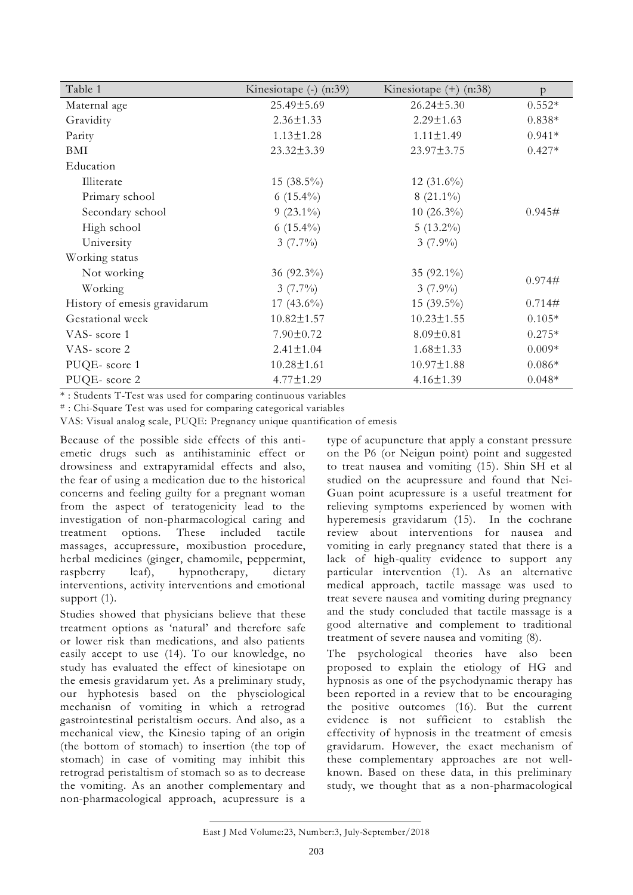| Table 1 | Kinesiotape (-) (n:39) | Kinesiotape (+) (n:38) | p |
|---|---|---|---|
| Maternal age | 25.49±5.69 | 26.24±5.30 | 0.552* |
| Gravidity | 2.36±1.33 | 2.29±1.63 | 0.838* |
| Parity | 1.13±1.28 | 1.11±1.49 | 0.941* |
| BMI | 23.32±3.39 | 23.97±3.75 | 0.427* |
| Education | | | |
| Illiterate | 15 (38.5%) | 12 (31.6%) | |
| Primary school | 6 (15.4%) | 8 (21.1%) | |
| Secondary school | 9 (23.1%) | 10 (26.3%) | 0.945# |
| High school | 6 (15.4%) | 5 (13.2%) | |
| University | 3 (7.7%) | 3 (7.9%) | |
| Working status | | | |
| Not working | 36 (92.3%) | 35 (92.1%) | 0.974# |
| Working | 3 (7.7%) | 3 (7.9%) | |
| History of emesis gravidarum | 17 (43.6%) | 15 (39.5%) | 0.714# |
| Gestational week | 10.82±1.57 | 10.23±1.55 | 0.105* |
| VAS- score 1 | 7.90±0.72 | 8.09±0.81 | 0.275* |
| VAS- score 2 | 2.41±1.04 | 1.68±1.33 | 0.009* |
| PUQE- score 1 | 10.28±1.61 | 10.97±1.88 | 0.086* |
| PUQE- score 2 | 4.77±1.29 | 4.16±1.39 | 0.048* |

* : Students T-Test was used for comparing continuous variables

# : Chi-Square Test was used for comparing categorical variables

VAS: Visual analog scale, PUQE: Pregnancy unique quantification of emesis

Because of the possible side effects of this anti-emetic drugs such as antihistaminic effect or drowsiness and extrapyramidal effects and also, the fear of using a medication due to the historical concerns and feeling guilty for a pregnant woman from the aspect of teratogenicity lead to the investigation of non-pharmacological caring and treatment options. These included tactile massages, accupressure, moxibustion procedure, herbal medicines (ginger, chamomile, peppermint, raspberry leaf), hypnotherapy, dietary interventions, activity interventions and emotional support (1).

Studies showed that physicians believe that these treatment options as 'natural' and therefore safe or lower risk than medications, and also patients easily accept to use (14). To our knowledge, no study has evaluated the effect of kinesiotape on the emesis gravidarum yet. As a preliminary study, our hyphotesis based on the physciological mechanisn of vomiting in which a retrograd gastrointestinal peristaltism occurs. And also, as a mechanical view, the Kinesio taping of an origin (the bottom of stomach) to insertion (the top of stomach) in case of vomiting may inhibit this retrograd peristaltism of stomach so as to decrease the vomiting. As an another complementary and non-pharmacological approach, acupressure is a type of acupuncture that apply a constant pressure on the P6 (or Neigun point) point and suggested to treat nausea and vomiting (15). Shin SH et al studied on the acupressure and found that Nei-Guan point acupressure is a useful treatment for relieving symptoms experienced by women with hyperemesis gravidarum (15). In the cochrane review about interventions for nausea and vomiting in early pregnancy stated that there is a lack of high-quality evidence to support any particular intervention (1). As an alternative medical approach, tactile massage was used to treat severe nausea and vomiting during pregnancy and the study concluded that tactile massage is a good alternative and complement to traditional treatment of severe nausea and vomiting (8).

The psychological theories have also been proposed to explain the etiology of HG and hypnosis as one of the psychodynamic therapy has been reported in a review that to be encouraging the positive outcomes (16). But the current evidence is not sufficient to establish the effectivity of hypnosis in the treatment of emesis gravidarum. However, the exact mechanism of these complementary approaches are not well-known. Based on these data, in this preliminary study, we thought that as a non-pharmacological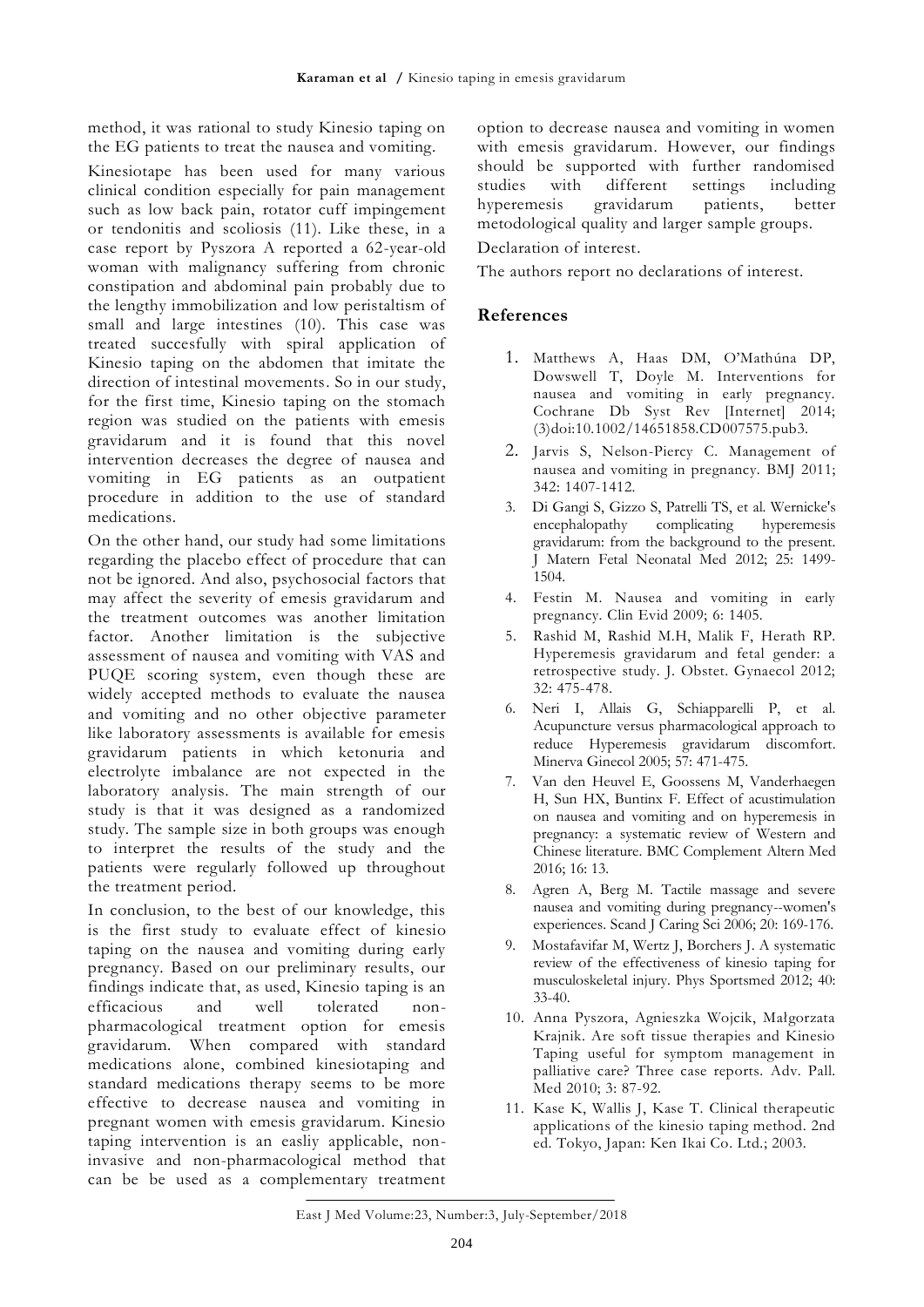method, it was rational to study Kinesio taping on the EG patients to treat the nausea and vomiting.

Kinesiotape has been used for many various clinical condition especially for pain management such as low back pain, rotator cuff impingement or tendonitis and scoliosis (11). Like these, in a case report by Pyszora A reported a 62-year-old woman with malignancy suffering from chronic constipation and abdominal pain probably due to the lengthy immobilization and low peristaltism of small and large intestines (10). This case was treated succesfully with spiral application of Kinesio taping on the abdomen that imitate the direction of intestinal movements. So in our study, for the first time, Kinesio taping on the stomach region was studied on the patients with emesis gravidarum and it is found that this novel intervention decreases the degree of nausea and vomiting in EG patients as an outpatient procedure in addition to the use of standard medications.

On the other hand, our study had some limitations regarding the placebo effect of procedure that can not be ignored. And also, psychosocial factors that may affect the severity of emesis gravidarum and the treatment outcomes was another limitation factor. Another limitation is the subjective assessment of nausea and vomiting with VAS and PUQE scoring system, even though these are widely accepted methods to evaluate the nausea and vomiting and no other objective parameter like laboratory assessments is available for emesis gravidarum patients in which ketonuria and electrolyte imbalance are not expected in the laboratory analysis. The main strength of our study is that it was designed as a randomized study. The sample size in both groups was enough to interpret the results of the study and the patients were regularly followed up throughout the treatment period.

In conclusion, to the best of our knowledge, this is the first study to evaluate effect of kinesio taping on the nausea and vomiting during early pregnancy. Based on our preliminary results, our findings indicate that, as used, Kinesio taping is an efficacious and well tolerated non-pharmacological treatment option for emesis gravidarum. When compared with standard medications alone, combined kinesiotaping and standard medications therapy seems to be more effective to decrease nausea and vomiting in pregnant women with emesis gravidarum. Kinesio taping intervention is an easliy applicable, non-invasive and non-pharmacological method that can be be used as a complementary treatment option to decrease nausea and vomiting in women with emesis gravidarum. However, our findings should be supported with further randomised studies with different settings including hyperemesis gravidarum patients, better metodological quality and larger sample groups.

Declaration of interest.

The authors report no declarations of interest.

## References

1. Matthews A, Haas DM, O'Mathúna DP, Dowswell T, Doyle M. Interventions for nausea and vomiting in early pregnancy. Cochrane Db Syst Rev [Internet] 2014; (3)doi:10.1002/14651858.CD007575.pub3.
2. Jarvis S, Nelson-Piercy C. Management of nausea and vomiting in pregnancy. BMJ 2011; 342: 1407-1412.
3. Di Gangi S, Gizzo S, Patrelli TS, et al. Wernicke's encephalopathy complicating hyperemesis gravidarum: from the background to the present. J Matern Fetal Neonatal Med 2012; 25: 1499-1504.
4. Festin M. Nausea and vomiting in early pregnancy. Clin Evid 2009; 6: 1405.
5. Rashid M, Rashid M.H, Malik F, Herath RP. Hyperemesis gravidarum and fetal gender: a retrospective study. J. Obstet. Gynaecol 2012; 32: 475-478.
6. Neri I, Allais G, Schiapparelli P, et al. Acupuncture versus pharmacological approach to reduce Hyperemesis gravidarum discomfort. Minerva Ginecol 2005; 57: 471-475.
7. Van den Heuvel E, Goossens M, Vanderhaegen H, Sun HX, Buntinx F. Effect of acustimulation on nausea and vomiting and on hyperemesis in pregnancy: a systematic review of Western and Chinese literature. BMC Complement Altern Med 2016; 16: 13.
8. Agren A, Berg M. Tactile massage and severe nausea and vomiting during pregnancy--women's experiences. Scand J Caring Sci 2006; 20: 169-176.
9. Mostafavifar M, Wertz J, Borchers J. A systematic review of the effectiveness of kinesio taping for musculoskeletal injury. Phys Sportsmed 2012; 40: 33-40.
10. Anna Pyszora, Agnieszka Wojcik, Małgorzata Krajnik. Are soft tissue therapies and Kinesio Taping useful for symptom management in palliative care? Three case reports. Adv. Pall. Med 2010; 3: 87-92.
11. Kase K, Wallis J, Kase T. Clinical therapeutic applications of the kinesio taping method. 2nd ed. Tokyo, Japan: Ken Ikai Co. Ltd.; 2003.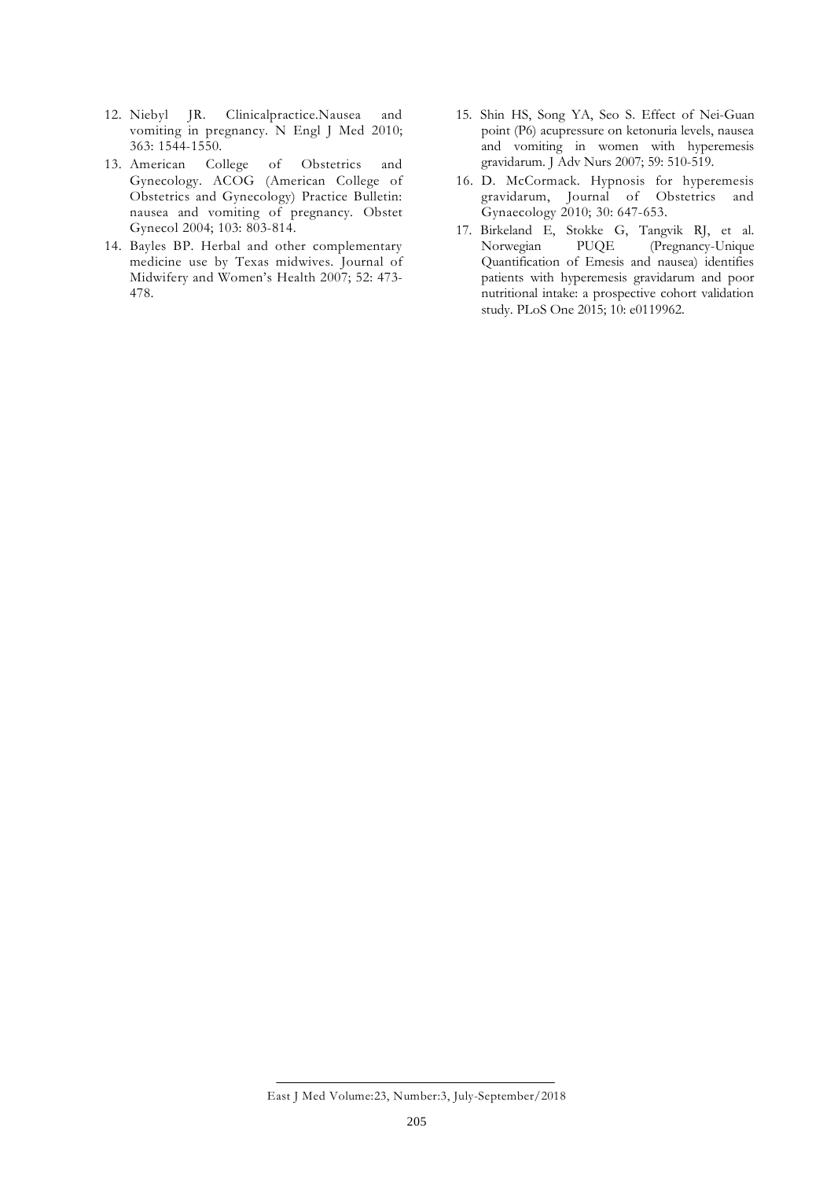12. Niebyl JR. Clinicalpractice.Nausea and vomiting in pregnancy. N Engl J Med 2010; 363: 1544-1550.
13. American College of Obstetrics and Gynecology. ACOG (American College of Obstetrics and Gynecology) Practice Bulletin: nausea and vomiting of pregnancy. Obstet Gynecol 2004; 103: 803-814.
14. Bayles BP. Herbal and other complementary medicine use by Texas midwives. Journal of Midwifery and Women's Health 2007; 52: 473-478.
15. Shin HS, Song YA, Seo S. Effect of Nei-Guan point (P6) acupressure on ketonuria levels, nausea and vomiting in women with hyperemesis gravidarum. J Adv Nurs 2007; 59: 510-519.
16. D. McCormack. Hypnosis for hyperemesis gravidarum, Journal of Obstetrics and Gynaecology 2010; 30: 647-653.
17. Birkeland E, Stokke G, Tangvik RJ, et al. Norwegian PUQE (Pregnancy-Unique Quantification of Emesis and nausea) identifies patients with hyperemesis gravidarum and poor nutritional intake: a prospective cohort validation study. PLoS One 2015; 10: e0119962.